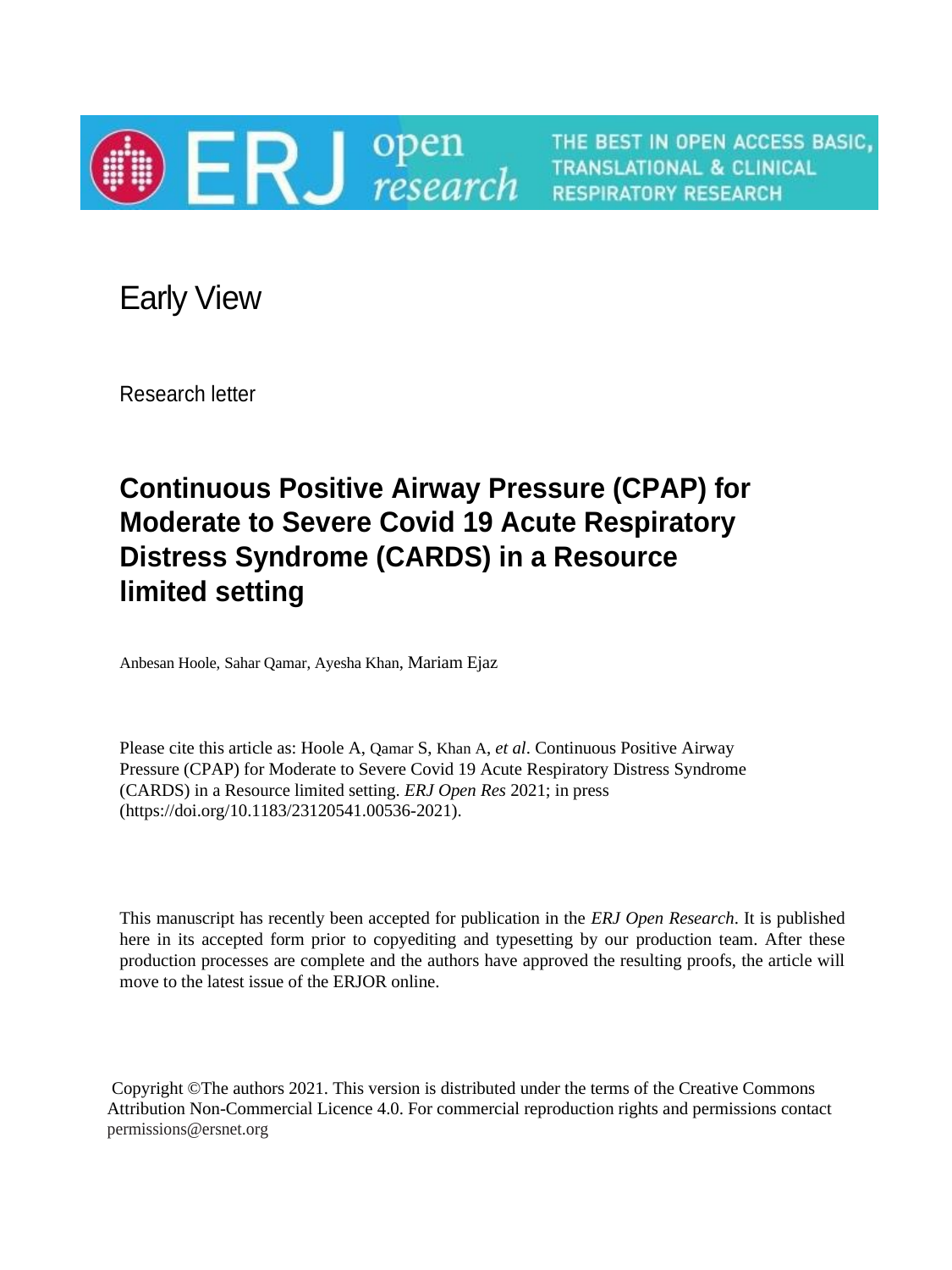Early View

Research letter

# Continuous Positive Airway Pressure (CPAP) for Moderate to Severe Covid 19 Acute Respiratory Distress Syndrome (CARDS) in a Resource limited setting

Anbesan Hoole, Sahar Qamar, Ayesha Khan, Mariam Ejaz

Please cite this article as: Hoole A, Qamar S, Khan A, *et al*. Continuous Positive Airway Pressure (CPAP) for Moderate to Severe Covid 19 Acute Respiratory Distress Syndrome (CARDS) in a Resource limited setting. *ERJ Open Res* 2021; in press (https://doi.org/10.1183/23120541.00536-2021).

This manuscript has recently been accepted for publication in the *ERJ Open Research*. It is published here in its accepted form prior to copyediting and typesetting by our production team. After these production processes are complete and the authors have approved the resulting proofs, the article will move to the latest issue of the ERJOR online.

Copyright ©The authors 2021. This version is distributed under the terms of the Creative Commons Attribution Non-Commercial Licence 4.0. For commercial reproduction rights and permissions contact permissions@ersnet.org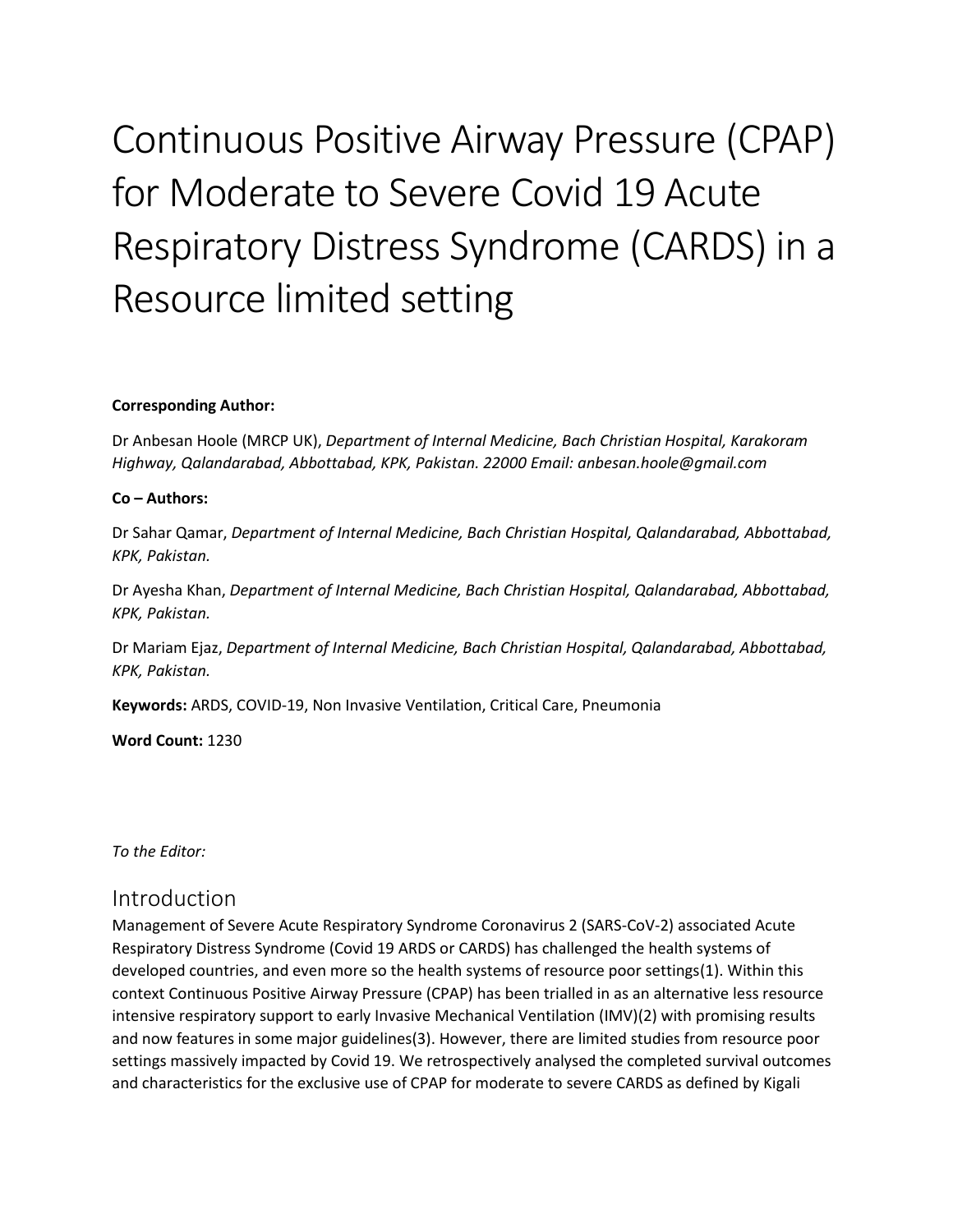# Continuous Positive Airway Pressure (CPAP) for Moderate to Severe Covid 19 Acute Respiratory Distress Syndrome (CARDS) in a Resource limited setting

**Corresponding Author:**

Dr Anbesan Hoole (MRCP UK), *Department of Internal Medicine, Bach Christian Hospital, Karakoram Highway, Qalandarabad, Abbottabad, KPK, Pakistan. 22000 Email: anbesan.hoole@gmail.com*

**Co – Authors:**

Dr Sahar Qamar, *Department of Internal Medicine, Bach Christian Hospital, Qalandarabad, Abbottabad, KPK, Pakistan.*

Dr Ayesha Khan, *Department of Internal Medicine, Bach Christian Hospital, Qalandarabad, Abbottabad, KPK, Pakistan.*

Dr Mariam Ejaz, *Department of Internal Medicine, Bach Christian Hospital, Qalandarabad, Abbottabad, KPK, Pakistan.*

**Keywords:** ARDS, COVID-19, Non Invasive Ventilation, Critical Care, Pneumonia

**Word Count:** 1230

*To the Editor:*

## Introduction

Management of Severe Acute Respiratory Syndrome Coronavirus 2 (SARS-CoV-2) associated Acute Respiratory Distress Syndrome (Covid 19 ARDS or CARDS) has challenged the health systems of developed countries, and even more so the health systems of resource poor settings(1). Within this context Continuous Positive Airway Pressure (CPAP) has been trialled in as an alternative less resource intensive respiratory support to early Invasive Mechanical Ventilation (IMV)(2) with promising results and now features in some major guidelines(3). However, there are limited studies from resource poor settings massively impacted by Covid 19. We retrospectively analysed the completed survival outcomes and characteristics for the exclusive use of CPAP for moderate to severe CARDS as defined by Kigali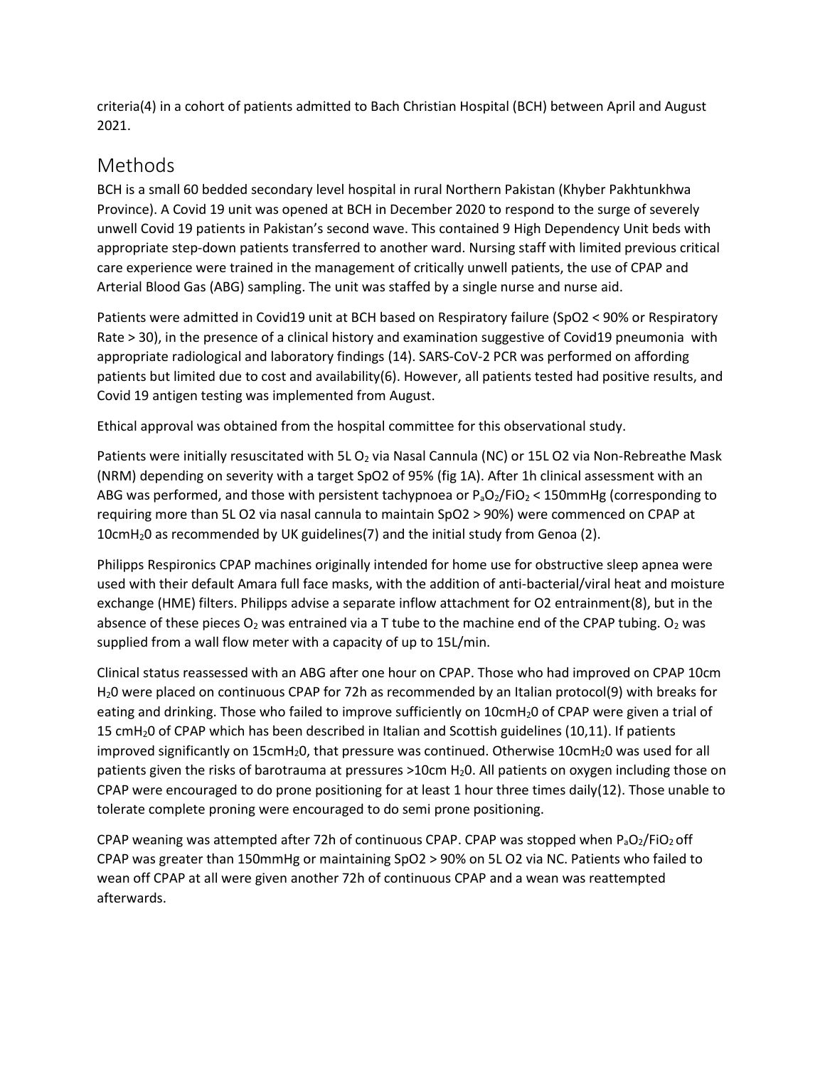criteria(4) in a cohort of patients admitted to Bach Christian Hospital (BCH) between April and August 2021.

## Methods

BCH is a small 60 bedded secondary level hospital in rural Northern Pakistan (Khyber Pakhtunkhwa Province). A Covid 19 unit was opened at BCH in December 2020 to respond to the surge of severely unwell Covid 19 patients in Pakistan's second wave. This contained 9 High Dependency Unit beds with appropriate step-down patients transferred to another ward. Nursing staff with limited previous critical care experience were trained in the management of critically unwell patients, the use of CPAP and Arterial Blood Gas (ABG) sampling. The unit was staffed by a single nurse and nurse aid.

Patients were admitted in Covid19 unit at BCH based on Respiratory failure (SpO2 < 90% or Respiratory Rate > 30), in the presence of a clinical history and examination suggestive of Covid19 pneumonia with appropriate radiological and laboratory findings (14). SARS-CoV-2 PCR was performed on affording patients but limited due to cost and availability(6). However, all patients tested had positive results, and Covid 19 antigen testing was implemented from August.

Ethical approval was obtained from the hospital committee for this observational study.

Patients were initially resuscitated with 5L $O_2$ via Nasal Cannula (NC) or 15L O2 via Non-Rebreathe Mask (NRM) depending on severity with a target SpO2 of 95% (fig 1A). After 1h clinical assessment with an ABG was performed, and those with persistent tachypnoea or $P_aO_2/FiO_2$ < 150mmHg (corresponding to requiring more than 5L O2 via nasal cannula to maintain SpO2 > 90%) were commenced on CPAP at 10cm$H_2$0 as recommended by UK guidelines(7) and the initial study from Genoa (2).

Philipps Respironics CPAP machines originally intended for home use for obstructive sleep apnea were used with their default Amara full face masks, with the addition of anti-bacterial/viral heat and moisture exchange (HME) filters. Philipps advise a separate inflow attachment for O2 entrainment(8), but in the absence of these pieces $O_2$ was entrained via a T tube to the machine end of the CPAP tubing. $O_2$ was supplied from a wall flow meter with a capacity of up to 15L/min.

Clinical status reassessed with an ABG after one hour on CPAP. Those who had improved on CPAP 10cm $H_2$0 were placed on continuous CPAP for 72h as recommended by an Italian protocol(9) with breaks for eating and drinking. Those who failed to improve sufficiently on 10cm$H_2$0 of CPAP were given a trial of 15 cm$H_2$0 of CPAP which has been described in Italian and Scottish guidelines (10,11). If patients improved significantly on 15cm$H_2$0, that pressure was continued. Otherwise 10cm$H_2$0 was used for all patients given the risks of barotrauma at pressures >10cm $H_2$0. All patients on oxygen including those on CPAP were encouraged to do prone positioning for at least 1 hour three times daily(12). Those unable to tolerate complete proning were encouraged to do semi prone positioning.

CPAP weaning was attempted after 72h of continuous CPAP. CPAP was stopped when $P_aO_2/FiO_2$ off CPAP was greater than 150mmHg or maintaining SpO2 > 90% on 5L O2 via NC. Patients who failed to wean off CPAP at all were given another 72h of continuous CPAP and a wean was reattempted afterwards.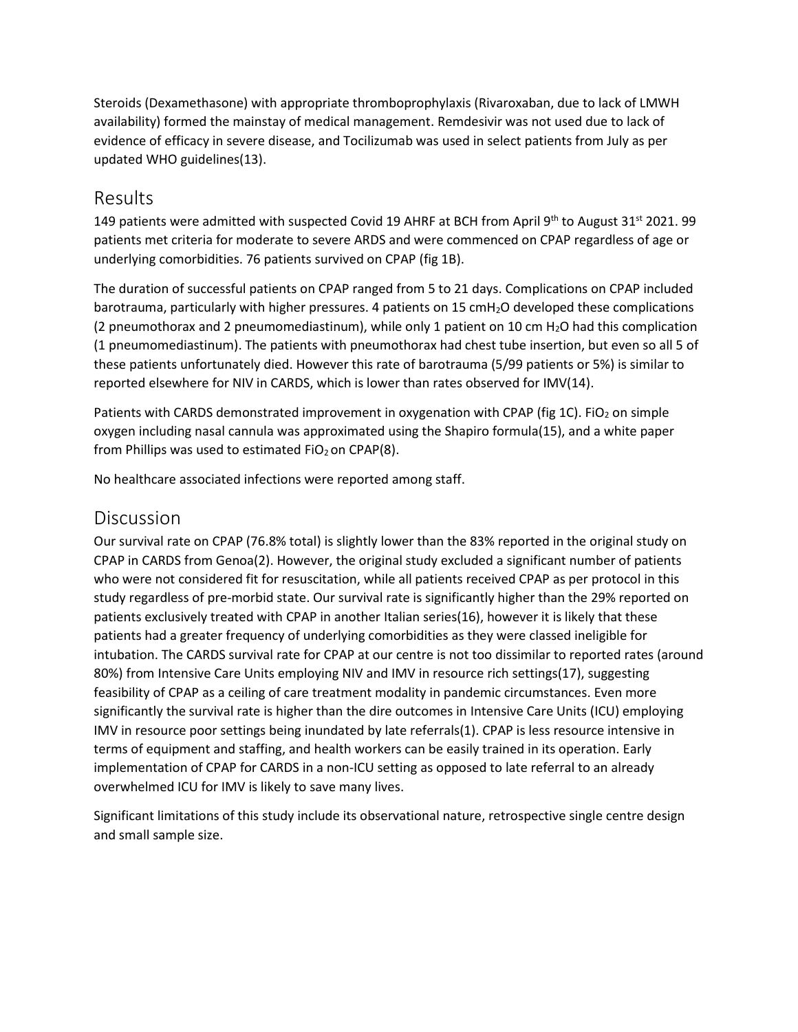Steroids (Dexamethasone) with appropriate thromboprophylaxis (Rivaroxaban, due to lack of LMWH availability) formed the mainstay of medical management. Remdesivir was not used due to lack of evidence of efficacy in severe disease, and Tocilizumab was used in select patients from July as per updated WHO guidelines(13).

## Results

149 patients were admitted with suspected Covid 19 AHRF at BCH from April 9th to August 31st 2021. 99 patients met criteria for moderate to severe ARDS and were commenced on CPAP regardless of age or underlying comorbidities. 76 patients survived on CPAP (fig 1B).

The duration of successful patients on CPAP ranged from 5 to 21 days. Complications on CPAP included barotrauma, particularly with higher pressures. 4 patients on 15 cm$H_2O$ developed these complications (2 pneumothorax and 2 pneumomediastinum), while only 1 patient on 10 cm $H_2O$ had this complication (1 pneumomediastinum). The patients with pneumothorax had chest tube insertion, but even so all 5 of these patients unfortunately died. However this rate of barotrauma (5/99 patients or 5%) is similar to reported elsewhere for NIV in CARDS, which is lower than rates observed for IMV(14).

Patients with CARDS demonstrated improvement in oxygenation with CPAP (fig 1C). $FiO_2$ on simple oxygen including nasal cannula was approximated using the Shapiro formula(15), and a white paper from Phillips was used to estimated $FiO_2$ on CPAP(8).

No healthcare associated infections were reported among staff.

## Discussion

Our survival rate on CPAP (76.8% total) is slightly lower than the 83% reported in the original study on CPAP in CARDS from Genoa(2). However, the original study excluded a significant number of patients who were not considered fit for resuscitation, while all patients received CPAP as per protocol in this study regardless of pre-morbid state. Our survival rate is significantly higher than the 29% reported on patients exclusively treated with CPAP in another Italian series(16), however it is likely that these patients had a greater frequency of underlying comorbidities as they were classed ineligible for intubation. The CARDS survival rate for CPAP at our centre is not too dissimilar to reported rates (around 80%) from Intensive Care Units employing NIV and IMV in resource rich settings(17), suggesting feasibility of CPAP as a ceiling of care treatment modality in pandemic circumstances. Even more significantly the survival rate is higher than the dire outcomes in Intensive Care Units (ICU) employing IMV in resource poor settings being inundated by late referrals(1). CPAP is less resource intensive in terms of equipment and staffing, and health workers can be easily trained in its operation. Early implementation of CPAP for CARDS in a non-ICU setting as opposed to late referral to an already overwhelmed ICU for IMV is likely to save many lives.

Significant limitations of this study include its observational nature, retrospective single centre design and small sample size.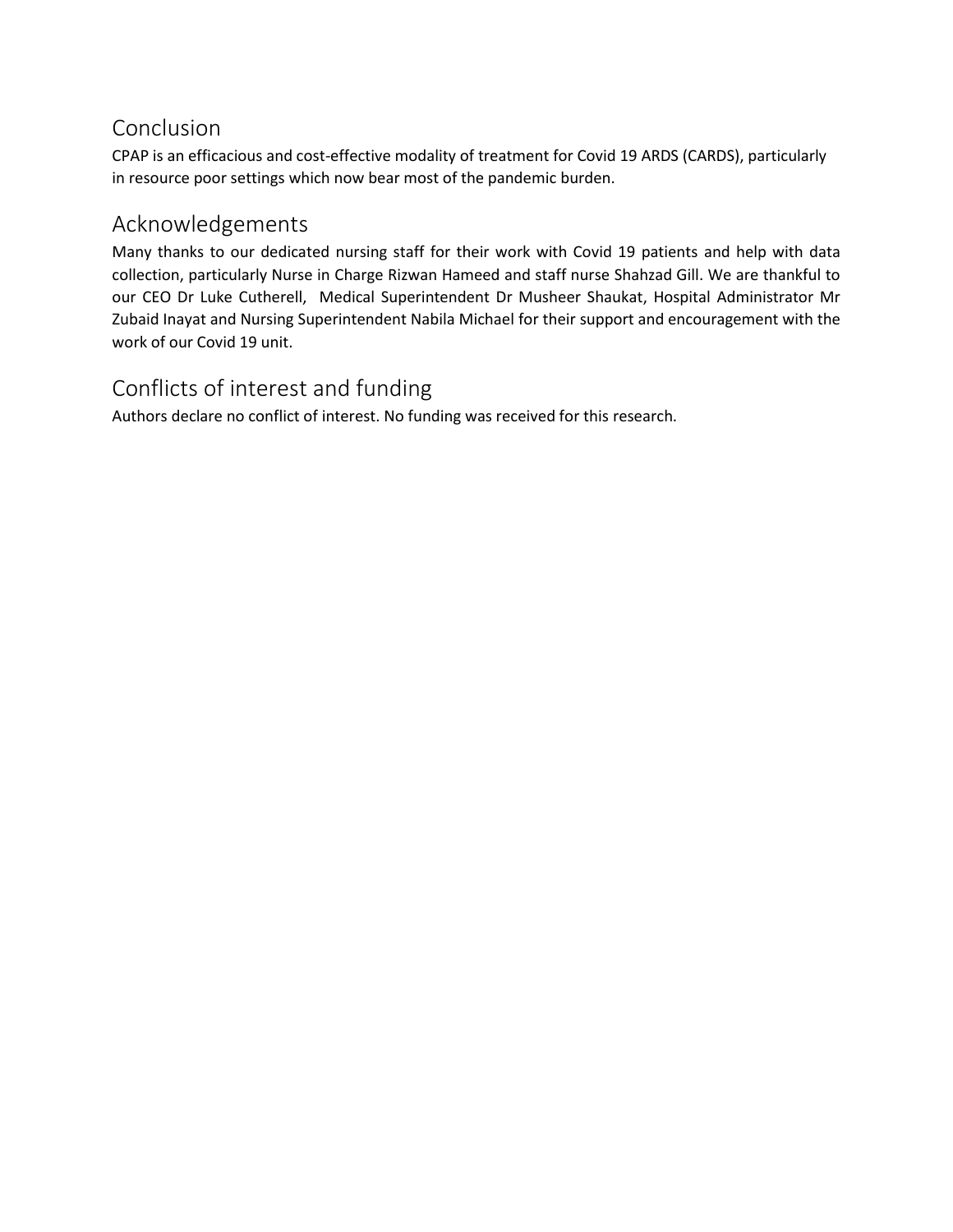## Conclusion

CPAP is an efficacious and cost-effective modality of treatment for Covid 19 ARDS (CARDS), particularly in resource poor settings which now bear most of the pandemic burden.

## Acknowledgements

Many thanks to our dedicated nursing staff for their work with Covid 19 patients and help with data collection, particularly Nurse in Charge Rizwan Hameed and staff nurse Shahzad Gill. We are thankful to our CEO Dr Luke Cutherell, Medical Superintendent Dr Musheer Shaukat, Hospital Administrator Mr Zubaid Inayat and Nursing Superintendent Nabila Michael for their support and encouragement with the work of our Covid 19 unit.

## Conflicts of interest and funding

Authors declare no conflict of interest. No funding was received for this research.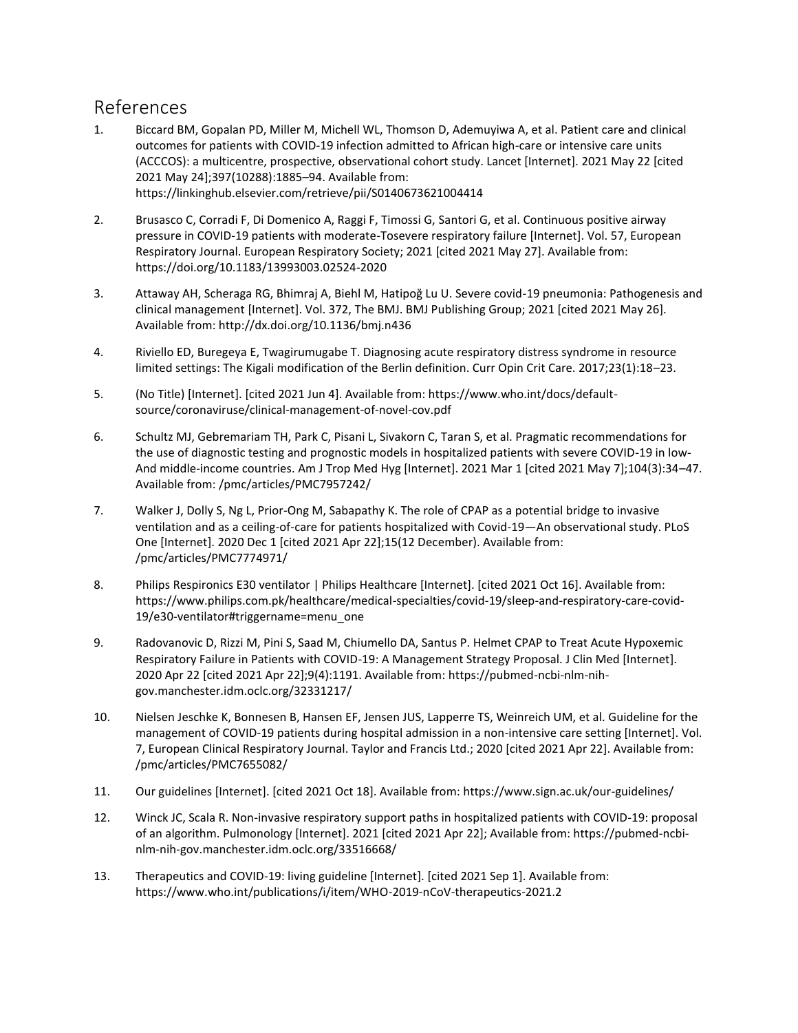## References

1. Biccard BM, Gopalan PD, Miller M, Michell WL, Thomson D, Ademuyiwa A, et al. Patient care and clinical outcomes for patients with COVID-19 infection admitted to African high-care or intensive care units (ACCCOS): a multicentre, prospective, observational cohort study. Lancet [Internet]. 2021 May 22 [cited 2021 May 24];397(10288):1885–94. Available from: https://linkinghub.elsevier.com/retrieve/pii/S0140673621004414

2. Brusasco C, Corradi F, Di Domenico A, Raggi F, Timossi G, Santori G, et al. Continuous positive airway pressure in COVID-19 patients with moderate-Tosevere respiratory failure [Internet]. Vol. 57, European Respiratory Journal. European Respiratory Society; 2021 [cited 2021 May 27]. Available from: https://doi.org/10.1183/13993003.02524-2020

3. Attaway AH, Scheraga RG, Bhimraj A, Biehl M, Hatipoğ Lu U. Severe covid-19 pneumonia: Pathogenesis and clinical management [Internet]. Vol. 372, The BMJ. BMJ Publishing Group; 2021 [cited 2021 May 26]. Available from: http://dx.doi.org/10.1136/bmj.n436

4. Riviello ED, Buregeya E, Twagirumugabe T. Diagnosing acute respiratory distress syndrome in resource limited settings: The Kigali modification of the Berlin definition. Curr Opin Crit Care. 2017;23(1):18–23.

5. (No Title) [Internet]. [cited 2021 Jun 4]. Available from: https://www.who.int/docs/default-source/coronaviruse/clinical-management-of-novel-cov.pdf

6. Schultz MJ, Gebremariam TH, Park C, Pisani L, Sivakorn C, Taran S, et al. Pragmatic recommendations for the use of diagnostic testing and prognostic models in hospitalized patients with severe COVID-19 in low-And middle-income countries. Am J Trop Med Hyg [Internet]. 2021 Mar 1 [cited 2021 May 7];104(3):34–47. Available from: /pmc/articles/PMC7957242/

7. Walker J, Dolly S, Ng L, Prior-Ong M, Sabapathy K. The role of CPAP as a potential bridge to invasive ventilation and as a ceiling-of-care for patients hospitalized with Covid-19—An observational study. PLoS One [Internet]. 2020 Dec 1 [cited 2021 Apr 22];15(12 December). Available from: /pmc/articles/PMC7774971/

8. Philips Respironics E30 ventilator | Philips Healthcare [Internet]. [cited 2021 Oct 16]. Available from: https://www.philips.com.pk/healthcare/medical-specialties/covid-19/sleep-and-respiratory-care-covid-19/e30-ventilator#triggername=menu_one

9. Radovanovic D, Rizzi M, Pini S, Saad M, Chiumello DA, Santus P. Helmet CPAP to Treat Acute Hypoxemic Respiratory Failure in Patients with COVID-19: A Management Strategy Proposal. J Clin Med [Internet]. 2020 Apr 22 [cited 2021 Apr 22];9(4):1191. Available from: https://pubmed-ncbi-nlm-nih-gov.manchester.idm.oclc.org/32331217/

10. Nielsen Jeschke K, Bonnesen B, Hansen EF, Jensen JUS, Lapperre TS, Weinreich UM, et al. Guideline for the management of COVID-19 patients during hospital admission in a non-intensive care setting [Internet]. Vol. 7, European Clinical Respiratory Journal. Taylor and Francis Ltd.; 2020 [cited 2021 Apr 22]. Available from: /pmc/articles/PMC7655082/

11. Our guidelines [Internet]. [cited 2021 Oct 18]. Available from: https://www.sign.ac.uk/our-guidelines/

12. Winck JC, Scala R. Non-invasive respiratory support paths in hospitalized patients with COVID-19: proposal of an algorithm. Pulmonology [Internet]. 2021 [cited 2021 Apr 22]; Available from: https://pubmed-ncbi-nlm-nih-gov.manchester.idm.oclc.org/33516668/

13. Therapeutics and COVID-19: living guideline [Internet]. [cited 2021 Sep 1]. Available from: https://www.who.int/publications/i/item/WHO-2019-nCoV-therapeutics-2021.2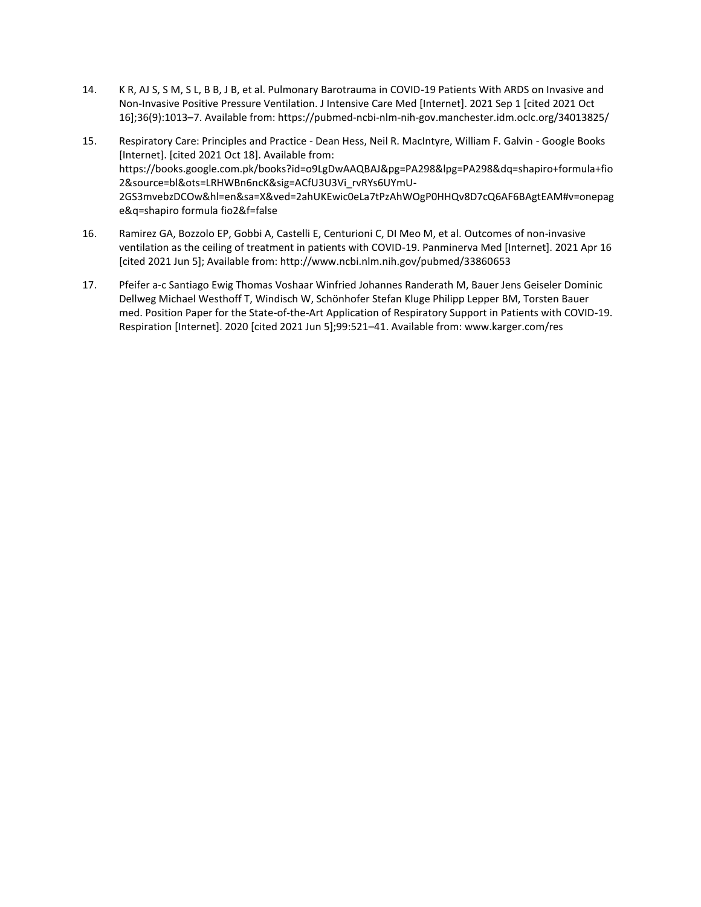14. K R, AJ S, S M, S L, B B, J B, et al. Pulmonary Barotrauma in COVID-19 Patients With ARDS on Invasive and Non-Invasive Positive Pressure Ventilation. J Intensive Care Med [Internet]. 2021 Sep 1 [cited 2021 Oct 16];36(9):1013–7. Available from: https://pubmed-ncbi-nlm-nih-gov.manchester.idm.oclc.org/34013825/

15. Respiratory Care: Principles and Practice - Dean Hess, Neil R. MacIntyre, William F. Galvin - Google Books [Internet]. [cited 2021 Oct 18]. Available from: https://books.google.com.pk/books?id=o9LgDwAAQBAJ&pg=PA298&lpg=PA298&dq=shapiro+formula+fio2&source=bl&ots=LRHWBn6ncK&sig=ACfU3U3Vi_rvRYs6UYmU-2GS3mvebzDCOw&hl=en&sa=X&ved=2ahUKEwic0eLa7tPzAhWOgP0HHQv8D7cQ6AF6BAgtEAM#v=onepage&q=shapiro formula fio2&f=false

16. Ramirez GA, Bozzolo EP, Gobbi A, Castelli E, Centurioni C, DI Meo M, et al. Outcomes of non-invasive ventilation as the ceiling of treatment in patients with COVID-19. Panminerva Med [Internet]. 2021 Apr 16 [cited 2021 Jun 5]; Available from: http://www.ncbi.nlm.nih.gov/pubmed/33860653

17. Pfeifer a-c Santiago Ewig Thomas Voshaar Winfried Johannes Randerath M, Bauer Jens Geiseler Dominic Dellweg Michael Westhoff T, Windisch W, Schönhofer Stefan Kluge Philipp Lepper BM, Torsten Bauer med. Position Paper for the State-of-the-Art Application of Respiratory Support in Patients with COVID-19. Respiration [Internet]. 2020 [cited 2021 Jun 5];99:521–41. Available from: www.karger.com/res